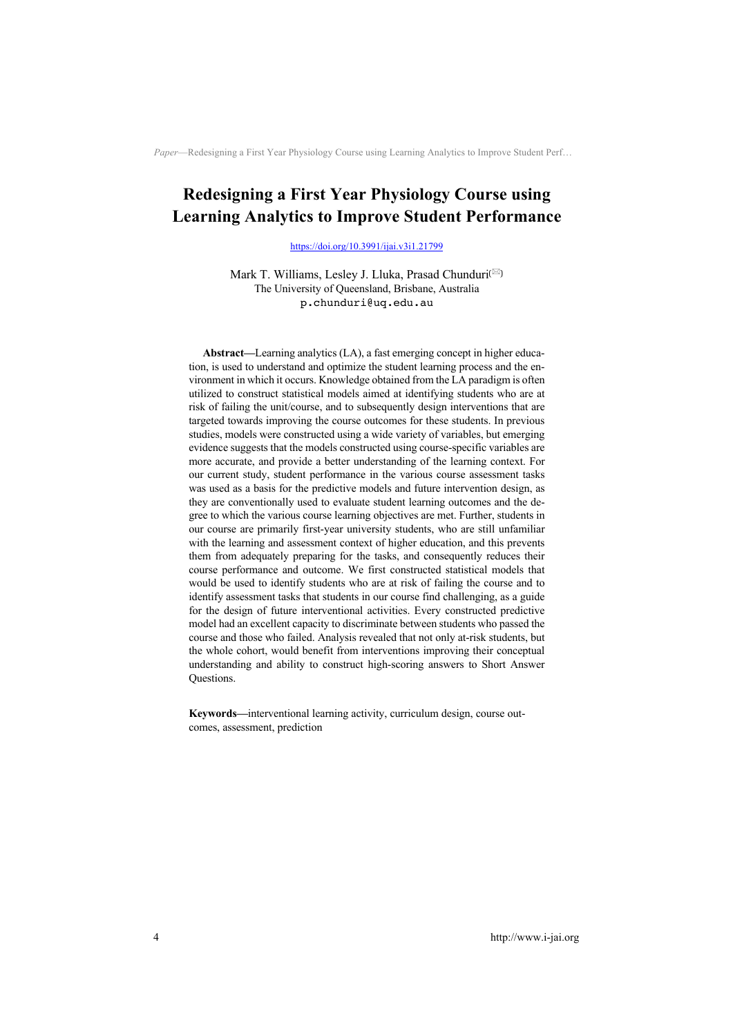# Redesigning a First Year Physiology Course using Learning Analytics to Improve Student Performance

https://doi.org/10.3991/ijai.v3i1.21799

Mark T. Williams, Lesley J. Lluka, Prasad Chunduri(✉)
The University of Queensland, Brisbane, Australia
p.chunduri@uq.edu.au

**Abstract—**Learning analytics (LA), a fast emerging concept in higher education, is used to understand and optimize the student learning process and the environment in which it occurs. Knowledge obtained from the LA paradigm is often utilized to construct statistical models aimed at identifying students who are at risk of failing the unit/course, and to subsequently design interventions that are targeted towards improving the course outcomes for these students. In previous studies, models were constructed using a wide variety of variables, but emerging evidence suggests that the models constructed using course-specific variables are more accurate, and provide a better understanding of the learning context. For our current study, student performance in the various course assessment tasks was used as a basis for the predictive models and future intervention design, as they are conventionally used to evaluate student learning outcomes and the degree to which the various course learning objectives are met. Further, students in our course are primarily first-year university students, who are still unfamiliar with the learning and assessment context of higher education, and this prevents them from adequately preparing for the tasks, and consequently reduces their course performance and outcome. We first constructed statistical models that would be used to identify students who are at risk of failing the course and to identify assessment tasks that students in our course find challenging, as a guide for the design of future interventional activities. Every constructed predictive model had an excellent capacity to discriminate between students who passed the course and those who failed. Analysis revealed that not only at-risk students, but the whole cohort, would benefit from interventions improving their conceptual understanding and ability to construct high-scoring answers to Short Answer Questions.

**Keywords—**interventional learning activity, curriculum design, course outcomes, assessment, prediction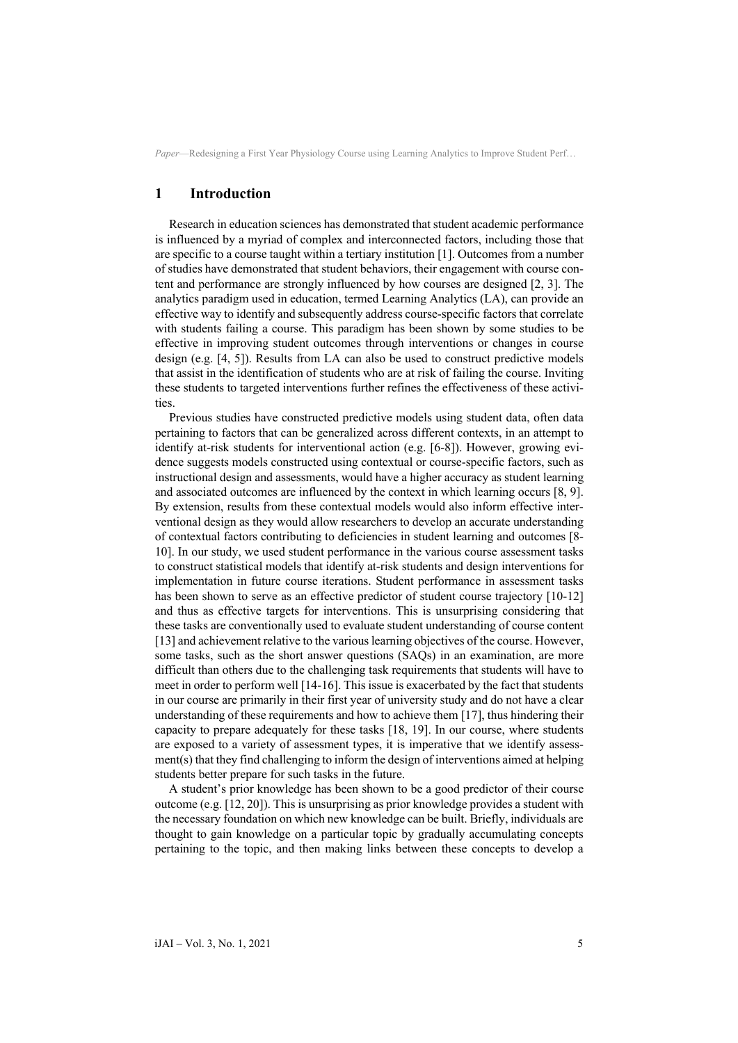## 1 Introduction

Research in education sciences has demonstrated that student academic performance is influenced by a myriad of complex and interconnected factors, including those that are specific to a course taught within a tertiary institution [1]. Outcomes from a number of studies have demonstrated that student behaviors, their engagement with course content and performance are strongly influenced by how courses are designed [2, 3]. The analytics paradigm used in education, termed Learning Analytics (LA), can provide an effective way to identify and subsequently address course-specific factors that correlate with students failing a course. This paradigm has been shown by some studies to be effective in improving student outcomes through interventions or changes in course design (e.g. [4, 5]). Results from LA can also be used to construct predictive models that assist in the identification of students who are at risk of failing the course. Inviting these students to targeted interventions further refines the effectiveness of these activities.

Previous studies have constructed predictive models using student data, often data pertaining to factors that can be generalized across different contexts, in an attempt to identify at-risk students for interventional action (e.g. [6-8]). However, growing evidence suggests models constructed using contextual or course-specific factors, such as instructional design and assessments, would have a higher accuracy as student learning and associated outcomes are influenced by the context in which learning occurs [8, 9]. By extension, results from these contextual models would also inform effective interventional design as they would allow researchers to develop an accurate understanding of contextual factors contributing to deficiencies in student learning and outcomes [8-10]. In our study, we used student performance in the various course assessment tasks to construct statistical models that identify at-risk students and design interventions for implementation in future course iterations. Student performance in assessment tasks has been shown to serve as an effective predictor of student course trajectory [10-12] and thus as effective targets for interventions. This is unsurprising considering that these tasks are conventionally used to evaluate student understanding of course content [13] and achievement relative to the various learning objectives of the course. However, some tasks, such as the short answer questions (SAQs) in an examination, are more difficult than others due to the challenging task requirements that students will have to meet in order to perform well [14-16]. This issue is exacerbated by the fact that students in our course are primarily in their first year of university study and do not have a clear understanding of these requirements and how to achieve them [17], thus hindering their capacity to prepare adequately for these tasks [18, 19]. In our course, where students are exposed to a variety of assessment types, it is imperative that we identify assessment(s) that they find challenging to inform the design of interventions aimed at helping students better prepare for such tasks in the future.

A student's prior knowledge has been shown to be a good predictor of their course outcome (e.g. [12, 20]). This is unsurprising as prior knowledge provides a student with the necessary foundation on which new knowledge can be built. Briefly, individuals are thought to gain knowledge on a particular topic by gradually accumulating concepts pertaining to the topic, and then making links between these concepts to develop a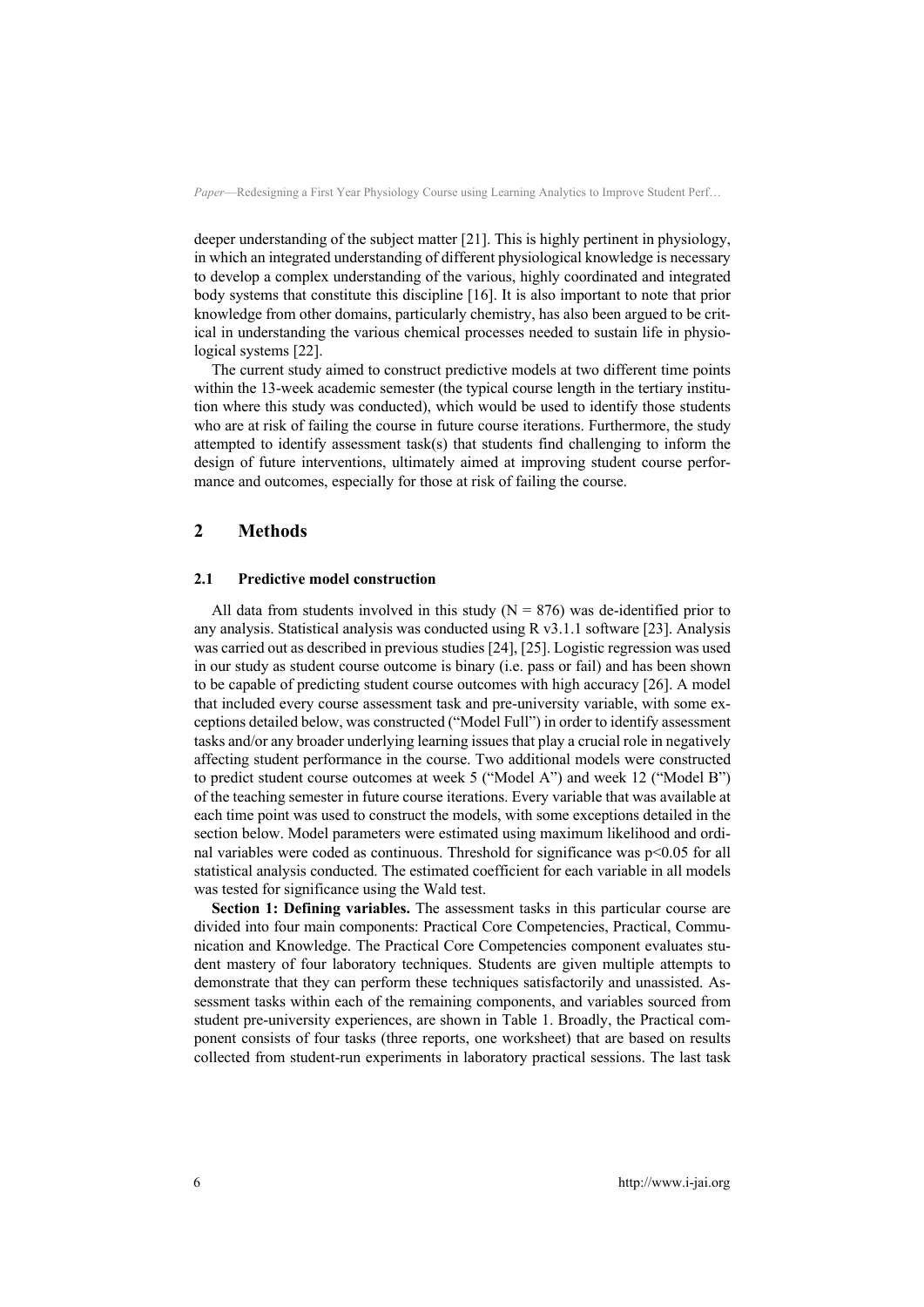deeper understanding of the subject matter [21]. This is highly pertinent in physiology, in which an integrated understanding of different physiological knowledge is necessary to develop a complex understanding of the various, highly coordinated and integrated body systems that constitute this discipline [16]. It is also important to note that prior knowledge from other domains, particularly chemistry, has also been argued to be critical in understanding the various chemical processes needed to sustain life in physiological systems [22].

The current study aimed to construct predictive models at two different time points within the 13-week academic semester (the typical course length in the tertiary institution where this study was conducted), which would be used to identify those students who are at risk of failing the course in future course iterations. Furthermore, the study attempted to identify assessment task(s) that students find challenging to inform the design of future interventions, ultimately aimed at improving student course performance and outcomes, especially for those at risk of failing the course.

## 2 Methods

### 2.1 Predictive model construction

All data from students involved in this study ($N = 876$) was de-identified prior to any analysis. Statistical analysis was conducted using R v3.1.1 software [23]. Analysis was carried out as described in previous studies [24], [25]. Logistic regression was used in our study as student course outcome is binary (i.e. pass or fail) and has been shown to be capable of predicting student course outcomes with high accuracy [26]. A model that included every course assessment task and pre-university variable, with some exceptions detailed below, was constructed ("Model Full") in order to identify assessment tasks and/or any broader underlying learning issues that play a crucial role in negatively affecting student performance in the course. Two additional models were constructed to predict student course outcomes at week 5 ("Model A") and week 12 ("Model B") of the teaching semester in future course iterations. Every variable that was available at each time point was used to construct the models, with some exceptions detailed in the section below. Model parameters were estimated using maximum likelihood and ordinal variables were coded as continuous. Threshold for significance was $p<0.05$ for all statistical analysis conducted. The estimated coefficient for each variable in all models was tested for significance using the Wald test.

**Section 1: Defining variables.** The assessment tasks in this particular course are divided into four main components: Practical Core Competencies, Practical, Communication and Knowledge. The Practical Core Competencies component evaluates student mastery of four laboratory techniques. Students are given multiple attempts to demonstrate that they can perform these techniques satisfactorily and unassisted. Assessment tasks within each of the remaining components, and variables sourced from student pre-university experiences, are shown in Table 1. Broadly, the Practical component consists of four tasks (three reports, one worksheet) that are based on results collected from student-run experiments in laboratory practical sessions. The last task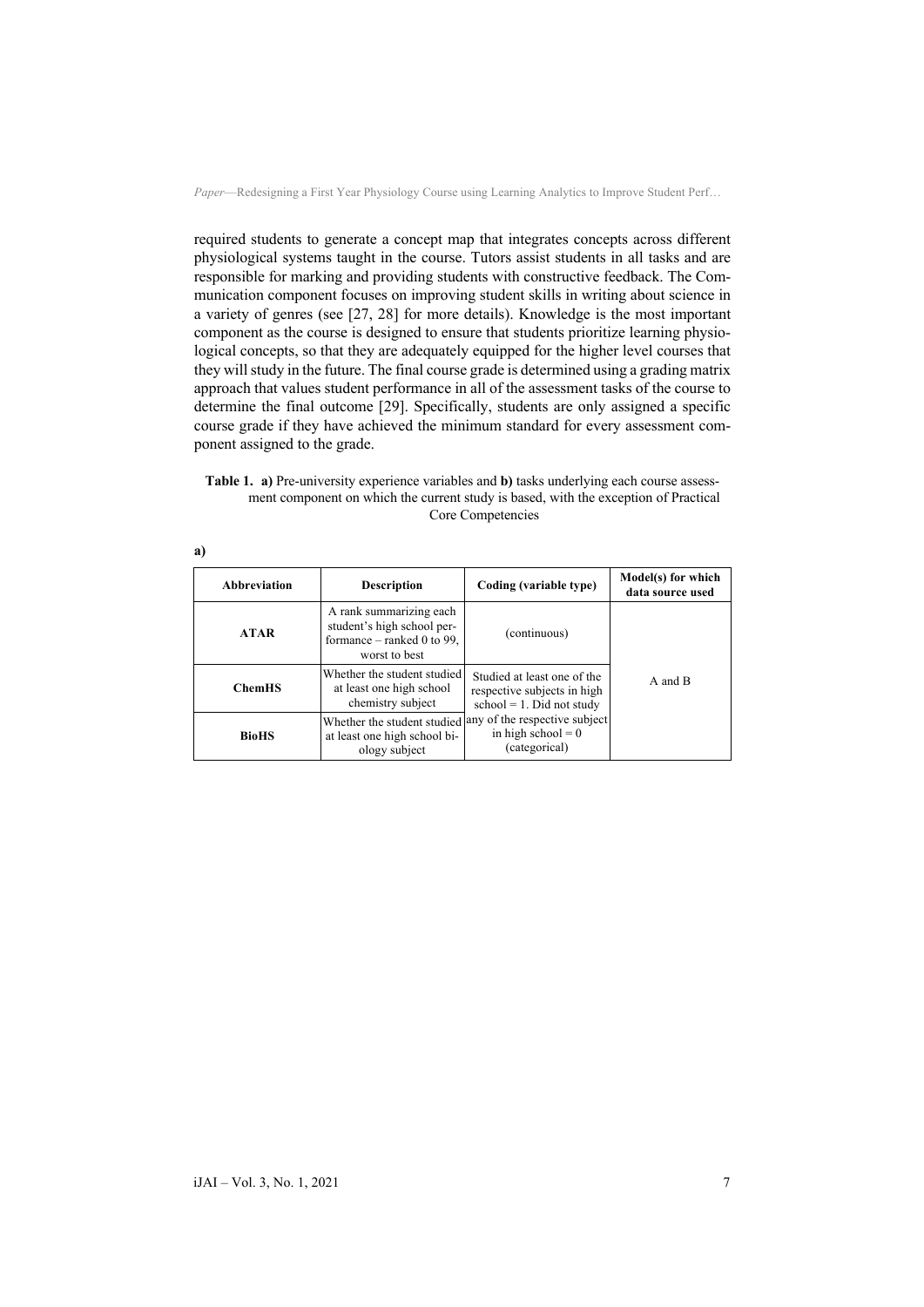required students to generate a concept map that integrates concepts across different physiological systems taught in the course. Tutors assist students in all tasks and are responsible for marking and providing students with constructive feedback. The Communication component focuses on improving student skills in writing about science in a variety of genres (see [27, 28] for more details). Knowledge is the most important component as the course is designed to ensure that students prioritize learning physiological concepts, so that they are adequately equipped for the higher level courses that they will study in the future. The final course grade is determined using a grading matrix approach that values student performance in all of the assessment tasks of the course to determine the final outcome [29]. Specifically, students are only assigned a specific course grade if they have achieved the minimum standard for every assessment component assigned to the grade.

**Table 1. a)** Pre-university experience variables and **b)** tasks underlying each course assessment component on which the current study is based, with the exception of Practical Core Competencies

**a)**

| Abbreviation | Description | Coding (variable type) | Model(s) for which data source used |
|---|---|---|---|
| **ATAR** | A rank summarizing each student's high school performance – ranked 0 to 99, worst to best | (continuous) | A and B |
| **ChemHS** | Whether the student studied at least one high school chemistry subject | Studied at least one of the respective subjects in high school = 1. Did not study any of the respective subject in high school = 0 (categorical) | A and B |
| **BioHS** | Whether the student studied at least one high school biology subject | Studied at least one of the respective subjects in high school = 1. Did not study any of the respective subject in high school = 0 (categorical) | A and B |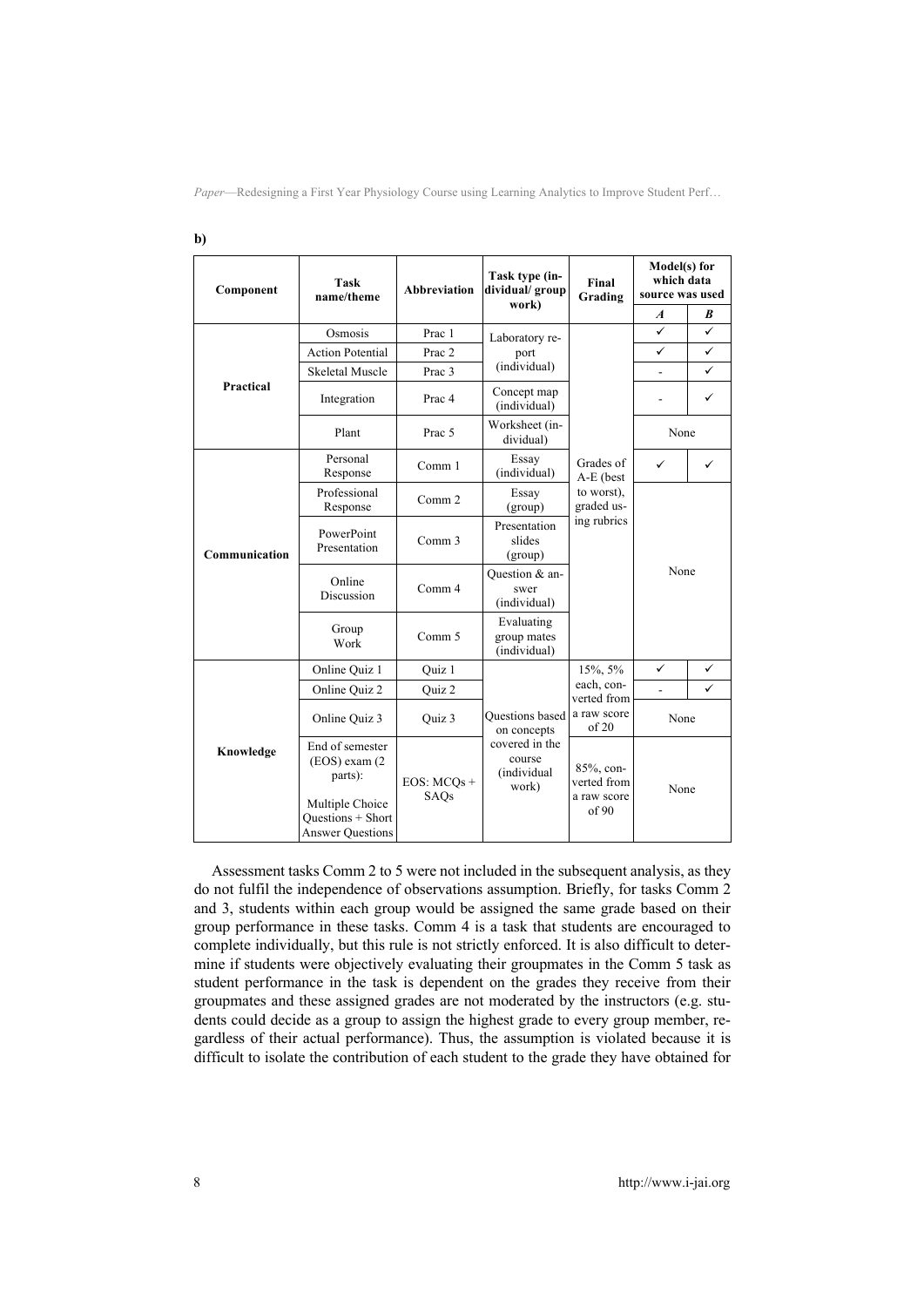**b)**

| Component | Task name/theme | Abbreviation | Task type (individual/ group work) | Final Grading | Model(s) for which data source was used | |
|---|---|---|---|---|---|---|
| | | | | | *A* | *B* |
| Practical | Osmosis | Prac 1 | Laboratory report (individual) | Grades of A-E (best to worst), graded using rubrics | ✓ | ✓ |
| | Action Potential | Prac 2 | | | ✓ | ✓ |
| | Skeletal Muscle | Prac 3 | | | - | ✓ |
| | Integration | Prac 4 | Concept map (individual) | | - | ✓ |
| | Plant | Prac 5 | Worksheet (individual) | | None | |
| Communication | Personal Response | Comm 1 | Essay (individual) | | ✓ | ✓ |
| | Professional Response | Comm 2 | Essay (group) | | None | |
| | PowerPoint Presentation | Comm 3 | Presentation slides (group) | | | |
| | Online Discussion | Comm 4 | Question & answer (individual) | | | |
| | Group Work | Comm 5 | Evaluating group mates (individual) | | | |
| Knowledge | Online Quiz 1 | Quiz 1 | Questions based on concepts covered in the course (individual work) | 15%, 5% each, converted from a raw score of 20 | ✓ | ✓ |
| | Online Quiz 2 | Quiz 2 | | | - | ✓ |
| | Online Quiz 3 | Quiz 3 | | | None | |
| | End of semester (EOS) exam (2 parts): Multiple Choice Questions + Short Answer Questions | EOS: MCQs + SAQs | | 85%, converted from a raw score of 90 | None | |

Assessment tasks Comm 2 to 5 were not included in the subsequent analysis, as they do not fulfil the independence of observations assumption. Briefly, for tasks Comm 2 and 3, students within each group would be assigned the same grade based on their group performance in these tasks. Comm 4 is a task that students are encouraged to complete individually, but this rule is not strictly enforced. It is also difficult to determine if students were objectively evaluating their groupmates in the Comm 5 task as student performance in the task is dependent on the grades they receive from their groupmates and these assigned grades are not moderated by the instructors (e.g. students could decide as a group to assign the highest grade to every group member, regardless of their actual performance). Thus, the assumption is violated because it is difficult to isolate the contribution of each student to the grade they have obtained for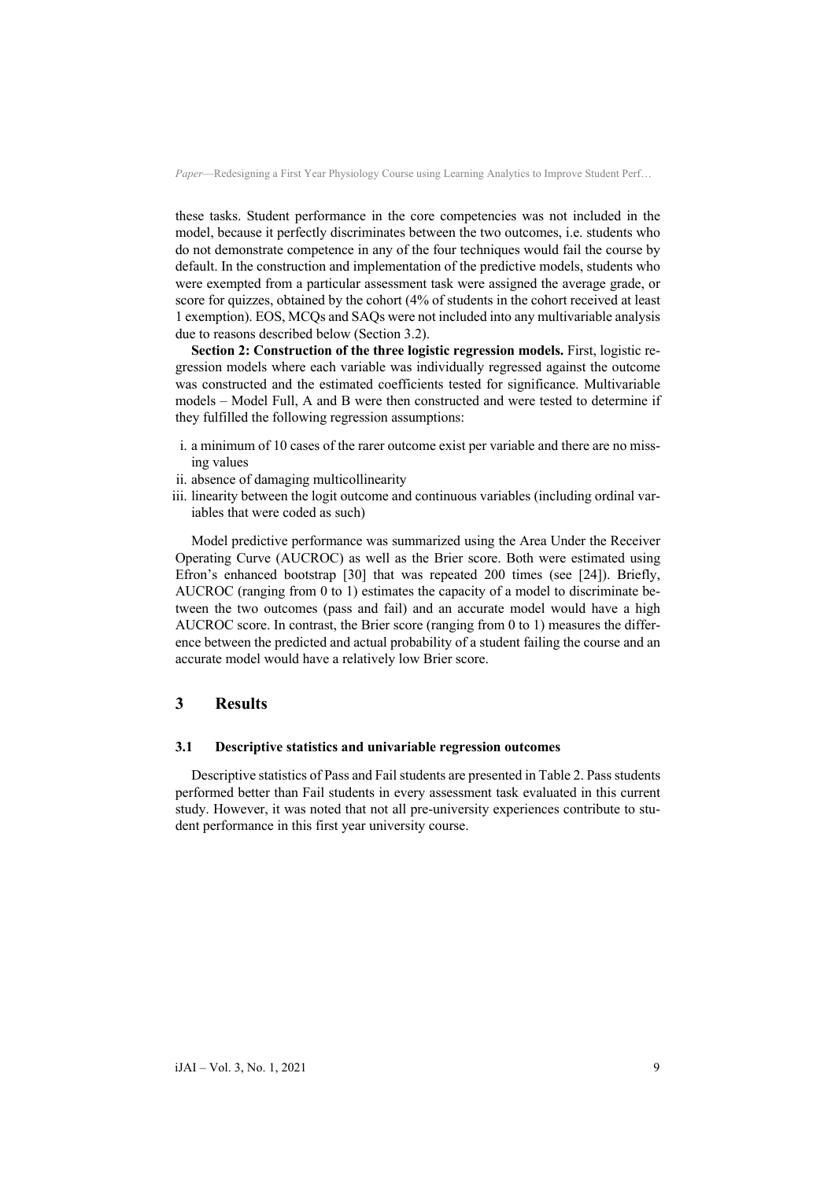these tasks. Student performance in the core competencies was not included in the model, because it perfectly discriminates between the two outcomes, i.e. students who do not demonstrate competence in any of the four techniques would fail the course by default. In the construction and implementation of the predictive models, students who were exempted from a particular assessment task were assigned the average grade, or score for quizzes, obtained by the cohort (4% of students in the cohort received at least 1 exemption). EOS, MCQs and SAQs were not included into any multivariable analysis due to reasons described below (Section 3.2).

**Section 2: Construction of the three logistic regression models.** First, logistic regression models where each variable was individually regressed against the outcome was constructed and the estimated coefficients tested for significance. Multivariable models – Model Full, A and B were then constructed and were tested to determine if they fulfilled the following regression assumptions:

i. a minimum of 10 cases of the rarer outcome exist per variable and there are no missing values
ii. absence of damaging multicollinearity
iii. linearity between the logit outcome and continuous variables (including ordinal variables that were coded as such)

Model predictive performance was summarized using the Area Under the Receiver Operating Curve (AUCROC) as well as the Brier score. Both were estimated using Efron's enhanced bootstrap [30] that was repeated 200 times (see [24]). Briefly, AUCROC (ranging from 0 to 1) estimates the capacity of a model to discriminate between the two outcomes (pass and fail) and an accurate model would have a high AUCROC score. In contrast, the Brier score (ranging from 0 to 1) measures the difference between the predicted and actual probability of a student failing the course and an accurate model would have a relatively low Brier score.

## 3 Results

### 3.1 Descriptive statistics and univariable regression outcomes

Descriptive statistics of Pass and Fail students are presented in Table 2. Pass students performed better than Fail students in every assessment task evaluated in this current study. However, it was noted that not all pre-university experiences contribute to student performance in this first year university course.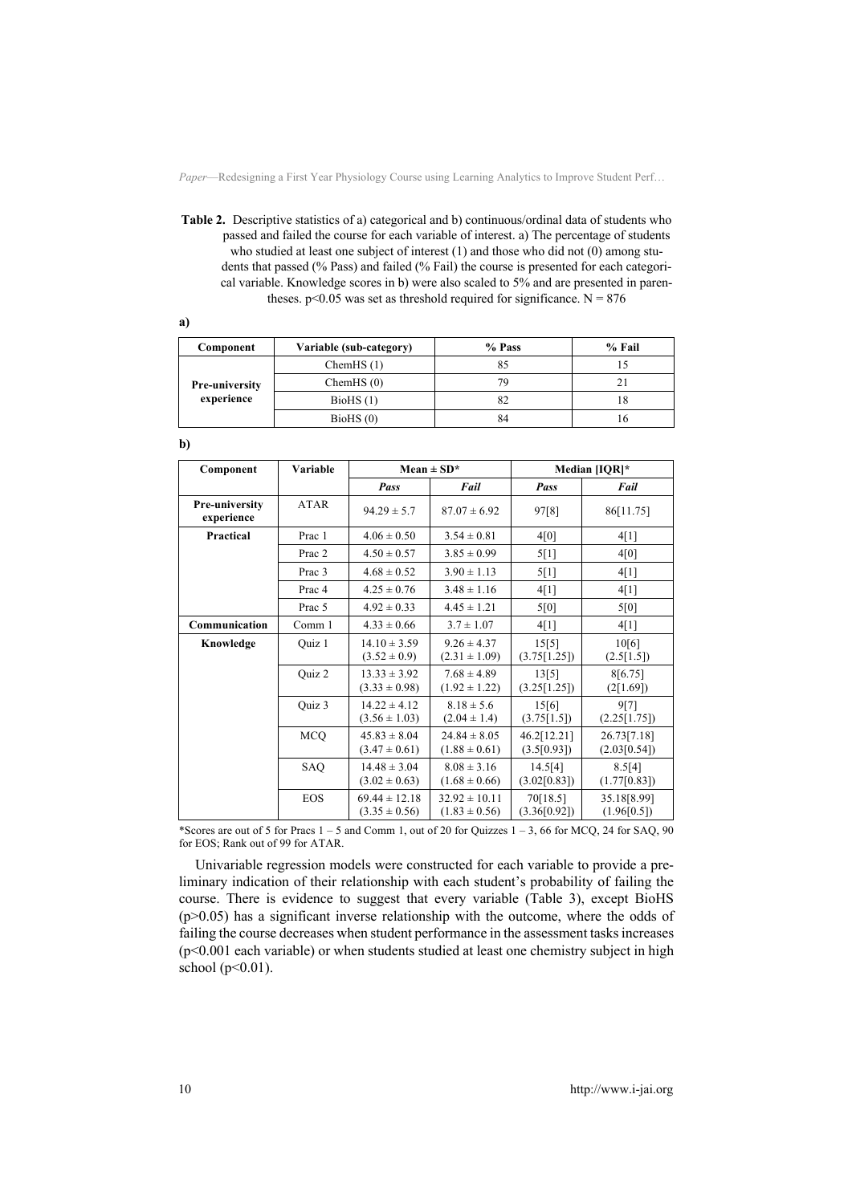**Table 2.** Descriptive statistics of a) categorical and b) continuous/ordinal data of students who passed and failed the course for each variable of interest. a) The percentage of students who studied at least one subject of interest (1) and those who did not (0) among students that passed (% Pass) and failed (% Fail) the course is presented for each categorical variable. Knowledge scores in b) were also scaled to 5% and are presented in parentheses. $p<0.05$ was set as threshold required for significance. N = 876

**a)**

| Component | Variable (sub-category) | % Pass | % Fail |
|---|---|---|---|
| **Pre-university experience** | ChemHS (1) | 85 | 15 |
| | ChemHS (0) | 79 | 21 |
| | BioHS (1) | 82 | 18 |
| | BioHS (0) | 84 | 16 |

**b)**

| Component | Variable | Mean ± SD* | | Median [IQR]* | |
|---|---|---|---|---|---|
| | | *Pass* | *Fail* | *Pass* | *Fail* |
| **Pre-university experience** | ATAR | 94.29 ± 5.7 | 87.07 ± 6.92 | 97[8] | 86[11.75] |
| **Practical** | Prac 1 | 4.06 ± 0.50 | 3.54 ± 0.81 | 4[0] | 4[1] |
| | Prac 2 | 4.50 ± 0.57 | 3.85 ± 0.99 | 5[1] | 4[0] |
| | Prac 3 | 4.68 ± 0.52 | 3.90 ± 1.13 | 5[1] | 4[1] |
| | Prac 4 | 4.25 ± 0.76 | 3.48 ± 1.16 | 4[1] | 4[1] |
| | Prac 5 | 4.92 ± 0.33 | 4.45 ± 1.21 | 5[0] | 5[0] |
| **Communication** | Comm 1 | 4.33 ± 0.66 | 3.7 ± 1.07 | 4[1] | 4[1] |
| **Knowledge** | Quiz 1 | 14.10 ± 3.59 (3.52 ± 0.9) | 9.26 ± 4.37 (2.31 ± 1.09) | 15[5] (3.75[1.25]) | 10[6] (2.5[1.5]) |
| | Quiz 2 | 13.33 ± 3.92 (3.33 ± 0.98) | 7.68 ± 4.89 (1.92 ± 1.22) | 13[5] (3.25[1.25]) | 8[6.75] (2[1.69]) |
| | Quiz 3 | 14.22 ± 4.12 (3.56 ± 1.03) | 8.18 ± 5.6 (2.04 ± 1.4) | 15[6] (3.75[1.5]) | 9[7] (2.25[1.75]) |
| | MCQ | 45.83 ± 8.04 (3.47 ± 0.61) | 24.84 ± 8.05 (1.88 ± 0.61) | 46.2[12.21] (3.5[0.93]) | 26.73[7.18] (2.03[0.54]) |
| | SAQ | 14.48 ± 3.04 (3.02 ± 0.63) | 8.08 ± 3.16 (1.68 ± 0.66) | 14.5[4] (3.02[0.83]) | 8.5[4] (1.77[0.83]) |
| | EOS | 69.44 ± 12.18 (3.35 ± 0.56) | 32.92 ± 10.11 (1.83 ± 0.56) | 70[18.5] (3.36[0.92]) | 35.18[8.99] (1.96[0.5]) |

*Scores are out of 5 for Pracs 1 – 5 and Comm 1, out of 20 for Quizzes 1 – 3, 66 for MCQ, 24 for SAQ, 90 for EOS; Rank out of 99 for ATAR.

Univariable regression models were constructed for each variable to provide a preliminary indication of their relationship with each student's probability of failing the course. There is evidence to suggest that every variable (Table 3), except BioHS ($p>0.05$) has a significant inverse relationship with the outcome, where the odds of failing the course decreases when student performance in the assessment tasks increases ($p<0.001$ each variable) or when students studied at least one chemistry subject in high school ($p<0.01$).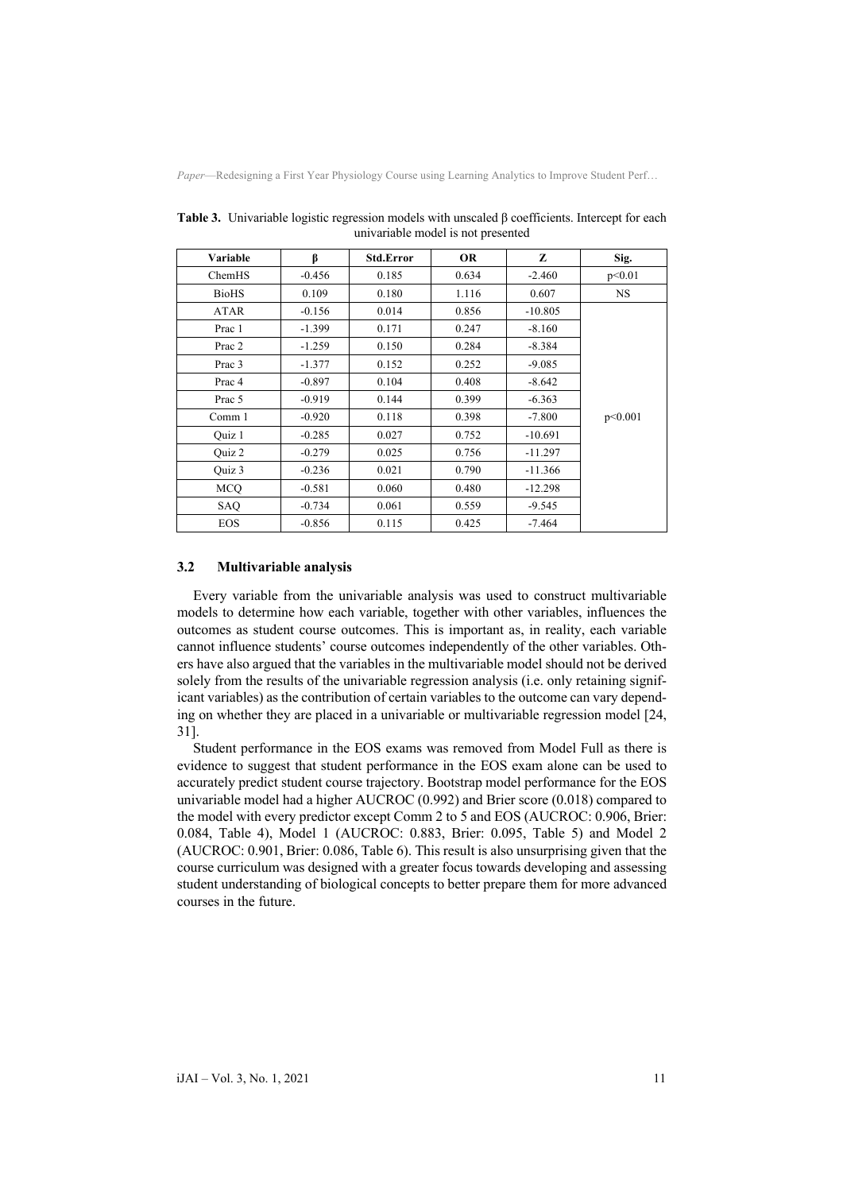**Table 3.** Univariable logistic regression models with unscaled β coefficients. Intercept for each univariable model is not presented

| Variable | β | Std.Error | OR | Z | Sig. |
|---|---|---|---|---|---|
| ChemHS | -0.456 | 0.185 | 0.634 | -2.460 | p<0.01 |
| BioHS | 0.109 | 0.180 | 1.116 | 0.607 | NS |
| ATAR | -0.156 | 0.014 | 0.856 | -10.805 | p<0.001 |
| Prac 1 | -1.399 | 0.171 | 0.247 | -8.160 | |
| Prac 2 | -1.259 | 0.150 | 0.284 | -8.384 | |
| Prac 3 | -1.377 | 0.152 | 0.252 | -9.085 | |
| Prac 4 | -0.897 | 0.104 | 0.408 | -8.642 | |
| Prac 5 | -0.919 | 0.144 | 0.399 | -6.363 | |
| Comm 1 | -0.920 | 0.118 | 0.398 | -7.800 | |
| Quiz 1 | -0.285 | 0.027 | 0.752 | -10.691 | |
| Quiz 2 | -0.279 | 0.025 | 0.756 | -11.297 | |
| Quiz 3 | -0.236 | 0.021 | 0.790 | -11.366 | |
| MCQ | -0.581 | 0.060 | 0.480 | -12.298 | |
| SAQ | -0.734 | 0.061 | 0.559 | -9.545 | |
| EOS | -0.856 | 0.115 | 0.425 | -7.464 | |

### 3.2 Multivariable analysis

Every variable from the univariable analysis was used to construct multivariable models to determine how each variable, together with other variables, influences the outcomes as student course outcomes. This is important as, in reality, each variable cannot influence students' course outcomes independently of the other variables. Others have also argued that the variables in the multivariable model should not be derived solely from the results of the univariable regression analysis (i.e. only retaining significant variables) as the contribution of certain variables to the outcome can vary depending on whether they are placed in a univariable or multivariable regression model [24, 31].

Student performance in the EOS exams was removed from Model Full as there is evidence to suggest that student performance in the EOS exam alone can be used to accurately predict student course trajectory. Bootstrap model performance for the EOS univariable model had a higher AUCROC (0.992) and Brier score (0.018) compared to the model with every predictor except Comm 2 to 5 and EOS (AUCROC: 0.906, Brier: 0.084, Table 4), Model 1 (AUCROC: 0.883, Brier: 0.095, Table 5) and Model 2 (AUCROC: 0.901, Brier: 0.086, Table 6). This result is also unsurprising given that the course curriculum was designed with a greater focus towards developing and assessing student understanding of biological concepts to better prepare them for more advanced courses in the future.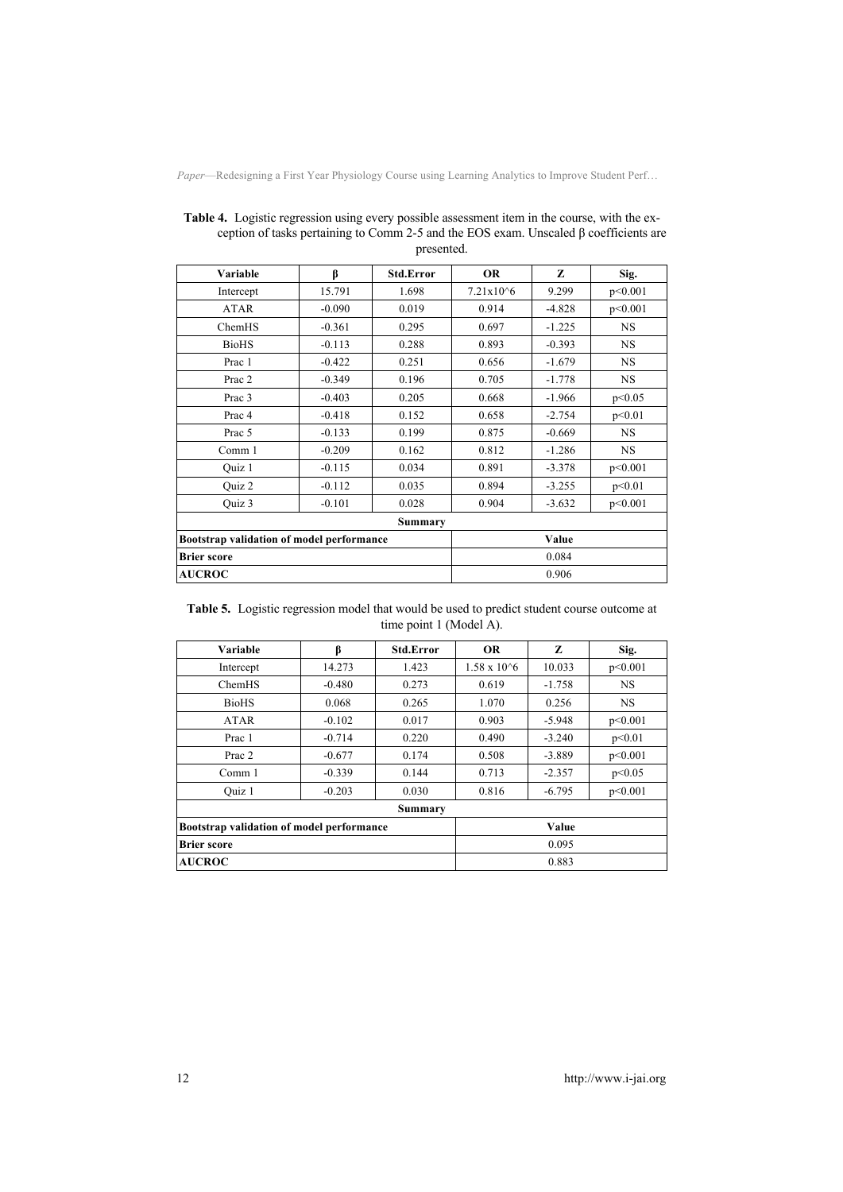**Table 4.** Logistic regression using every possible assessment item in the course, with the exception of tasks pertaining to Comm 2-5 and the EOS exam. Unscaled β coefficients are presented.

| Variable | β | Std.Error | OR | Z | Sig. |
|---|---|---|---|---|---|
| Intercept | 15.791 | 1.698 | $7.21 \times 10^6$ | 9.299 | $p<0.001$ |
| ATAR | -0.090 | 0.019 | 0.914 | -4.828 | $p<0.001$ |
| ChemHS | -0.361 | 0.295 | 0.697 | -1.225 | NS |
| BioHS | -0.113 | 0.288 | 0.893 | -0.393 | NS |
| Prac 1 | -0.422 | 0.251 | 0.656 | -1.679 | NS |
| Prac 2 | -0.349 | 0.196 | 0.705 | -1.778 | NS |
| Prac 3 | -0.403 | 0.205 | 0.668 | -1.966 | $p<0.05$ |
| Prac 4 | -0.418 | 0.152 | 0.658 | -2.754 | $p<0.01$ |
| Prac 5 | -0.133 | 0.199 | 0.875 | -0.669 | NS |
| Comm 1 | -0.209 | 0.162 | 0.812 | -1.286 | NS |
| Quiz 1 | -0.115 | 0.034 | 0.891 | -3.378 | $p<0.001$ |
| Quiz 2 | -0.112 | 0.035 | 0.894 | -3.255 | $p<0.01$ |
| Quiz 3 | -0.101 | 0.028 | 0.904 | -3.632 | $p<0.001$ |
| **Summary** | | | | | |
| **Bootstrap validation of model performance** | | | **Value** | | |
| **Brier score** | | | 0.084 | | |
| **AUCROC** | | | 0.906 | | |

**Table 5.** Logistic regression model that would be used to predict student course outcome at time point 1 (Model A).

| Variable | β | Std.Error | OR | Z | Sig. |
|---|---|---|---|---|---|
| Intercept | 14.273 | 1.423 | $1.58 \times 10^6$ | 10.033 | $p<0.001$ |
| ChemHS | -0.480 | 0.273 | 0.619 | -1.758 | NS |
| BioHS | 0.068 | 0.265 | 1.070 | 0.256 | NS |
| ATAR | -0.102 | 0.017 | 0.903 | -5.948 | $p<0.001$ |
| Prac 1 | -0.714 | 0.220 | 0.490 | -3.240 | $p<0.01$ |
| Prac 2 | -0.677 | 0.174 | 0.508 | -3.889 | $p<0.001$ |
| Comm 1 | -0.339 | 0.144 | 0.713 | -2.357 | $p<0.05$ |
| Quiz 1 | -0.203 | 0.030 | 0.816 | -6.795 | $p<0.001$ |
| **Summary** | | | | | |
| **Bootstrap validation of model performance** | | | **Value** | | |
| **Brier score** | | | 0.095 | | |
| **AUCROC** | | | 0.883 | | |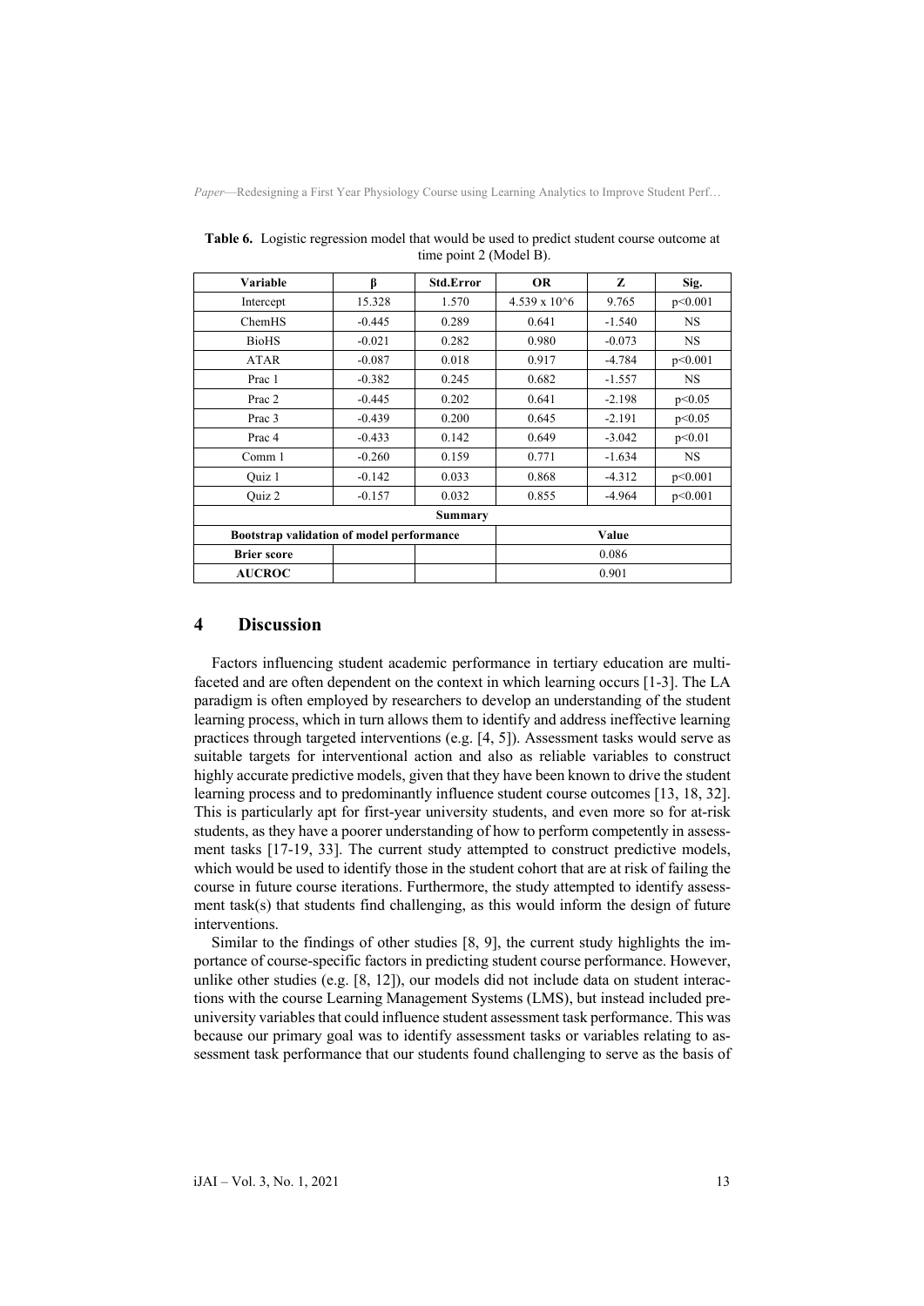**Table 6.** Logistic regression model that would be used to predict student course outcome at time point 2 (Model B).

| Variable | β | Std.Error | OR | Z | Sig. |
|---|---|---|---|---|---|
| Intercept | 15.328 | 1.570 | $4.539 \times 10^6$ | 9.765 | $p<0.001$ |
| ChemHS | -0.445 | 0.289 | 0.641 | -1.540 | NS |
| BioHS | -0.021 | 0.282 | 0.980 | -0.073 | NS |
| ATAR | -0.087 | 0.018 | 0.917 | -4.784 | $p<0.001$ |
| Prac 1 | -0.382 | 0.245 | 0.682 | -1.557 | NS |
| Prac 2 | -0.445 | 0.202 | 0.641 | -2.198 | $p<0.05$ |
| Prac 3 | -0.439 | 0.200 | 0.645 | -2.191 | $p<0.05$ |
| Prac 4 | -0.433 | 0.142 | 0.649 | -3.042 | $p<0.01$ |
| Comm 1 | -0.260 | 0.159 | 0.771 | -1.634 | NS |
| Quiz 1 | -0.142 | 0.033 | 0.868 | -4.312 | $p<0.001$ |
| Quiz 2 | -0.157 | 0.032 | 0.855 | -4.964 | $p<0.001$ |
| **Summary** | | | | | |
| **Bootstrap validation of model performance** | | | **Value** | | |
| **Brier score** | | | 0.086 | | |
| **AUCROC** | | | 0.901 | | |

## 4 Discussion

Factors influencing student academic performance in tertiary education are multi-faceted and are often dependent on the context in which learning occurs [1-3]. The LA paradigm is often employed by researchers to develop an understanding of the student learning process, which in turn allows them to identify and address ineffective learning practices through targeted interventions (e.g. [4, 5]). Assessment tasks would serve as suitable targets for interventional action and also as reliable variables to construct highly accurate predictive models, given that they have been known to drive the student learning process and to predominantly influence student course outcomes [13, 18, 32]. This is particularly apt for first-year university students, and even more so for at-risk students, as they have a poorer understanding of how to perform competently in assessment tasks [17-19, 33]. The current study attempted to construct predictive models, which would be used to identify those in the student cohort that are at risk of failing the course in future course iterations. Furthermore, the study attempted to identify assessment task(s) that students find challenging, as this would inform the design of future interventions.

Similar to the findings of other studies [8, 9], the current study highlights the importance of course-specific factors in predicting student course performance. However, unlike other studies (e.g. [8, 12]), our models did not include data on student interactions with the course Learning Management Systems (LMS), but instead included pre-university variables that could influence student assessment task performance. This was because our primary goal was to identify assessment tasks or variables relating to assessment task performance that our students found challenging to serve as the basis of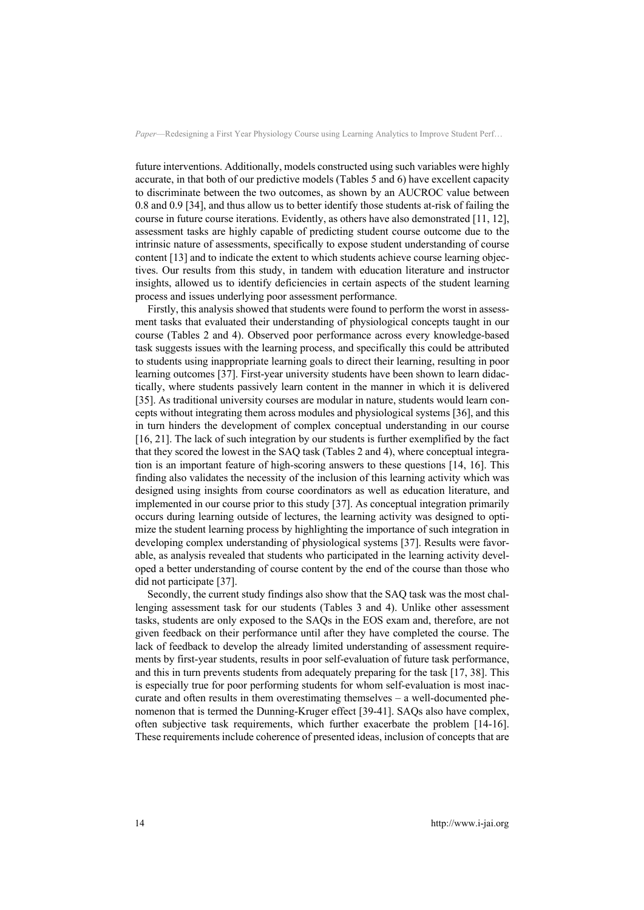future interventions. Additionally, models constructed using such variables were highly accurate, in that both of our predictive models (Tables 5 and 6) have excellent capacity to discriminate between the two outcomes, as shown by an AUCROC value between 0.8 and 0.9 [34], and thus allow us to better identify those students at-risk of failing the course in future course iterations. Evidently, as others have also demonstrated [11, 12], assessment tasks are highly capable of predicting student course outcome due to the intrinsic nature of assessments, specifically to expose student understanding of course content [13] and to indicate the extent to which students achieve course learning objectives. Our results from this study, in tandem with education literature and instructor insights, allowed us to identify deficiencies in certain aspects of the student learning process and issues underlying poor assessment performance.

Firstly, this analysis showed that students were found to perform the worst in assessment tasks that evaluated their understanding of physiological concepts taught in our course (Tables 2 and 4). Observed poor performance across every knowledge-based task suggests issues with the learning process, and specifically this could be attributed to students using inappropriate learning goals to direct their learning, resulting in poor learning outcomes [37]. First-year university students have been shown to learn didactically, where students passively learn content in the manner in which it is delivered [35]. As traditional university courses are modular in nature, students would learn concepts without integrating them across modules and physiological systems [36], and this in turn hinders the development of complex conceptual understanding in our course [16, 21]. The lack of such integration by our students is further exemplified by the fact that they scored the lowest in the SAQ task (Tables 2 and 4), where conceptual integration is an important feature of high-scoring answers to these questions [14, 16]. This finding also validates the necessity of the inclusion of this learning activity which was designed using insights from course coordinators as well as education literature, and implemented in our course prior to this study [37]. As conceptual integration primarily occurs during learning outside of lectures, the learning activity was designed to optimize the student learning process by highlighting the importance of such integration in developing complex understanding of physiological systems [37]. Results were favorable, as analysis revealed that students who participated in the learning activity developed a better understanding of course content by the end of the course than those who did not participate [37].

Secondly, the current study findings also show that the SAQ task was the most challenging assessment task for our students (Tables 3 and 4). Unlike other assessment tasks, students are only exposed to the SAQs in the EOS exam and, therefore, are not given feedback on their performance until after they have completed the course. The lack of feedback to develop the already limited understanding of assessment requirements by first-year students, results in poor self-evaluation of future task performance, and this in turn prevents students from adequately preparing for the task [17, 38]. This is especially true for poor performing students for whom self-evaluation is most inaccurate and often results in them overestimating themselves – a well-documented phenomenon that is termed the Dunning-Kruger effect [39-41]. SAQs also have complex, often subjective task requirements, which further exacerbate the problem [14-16]. These requirements include coherence of presented ideas, inclusion of concepts that are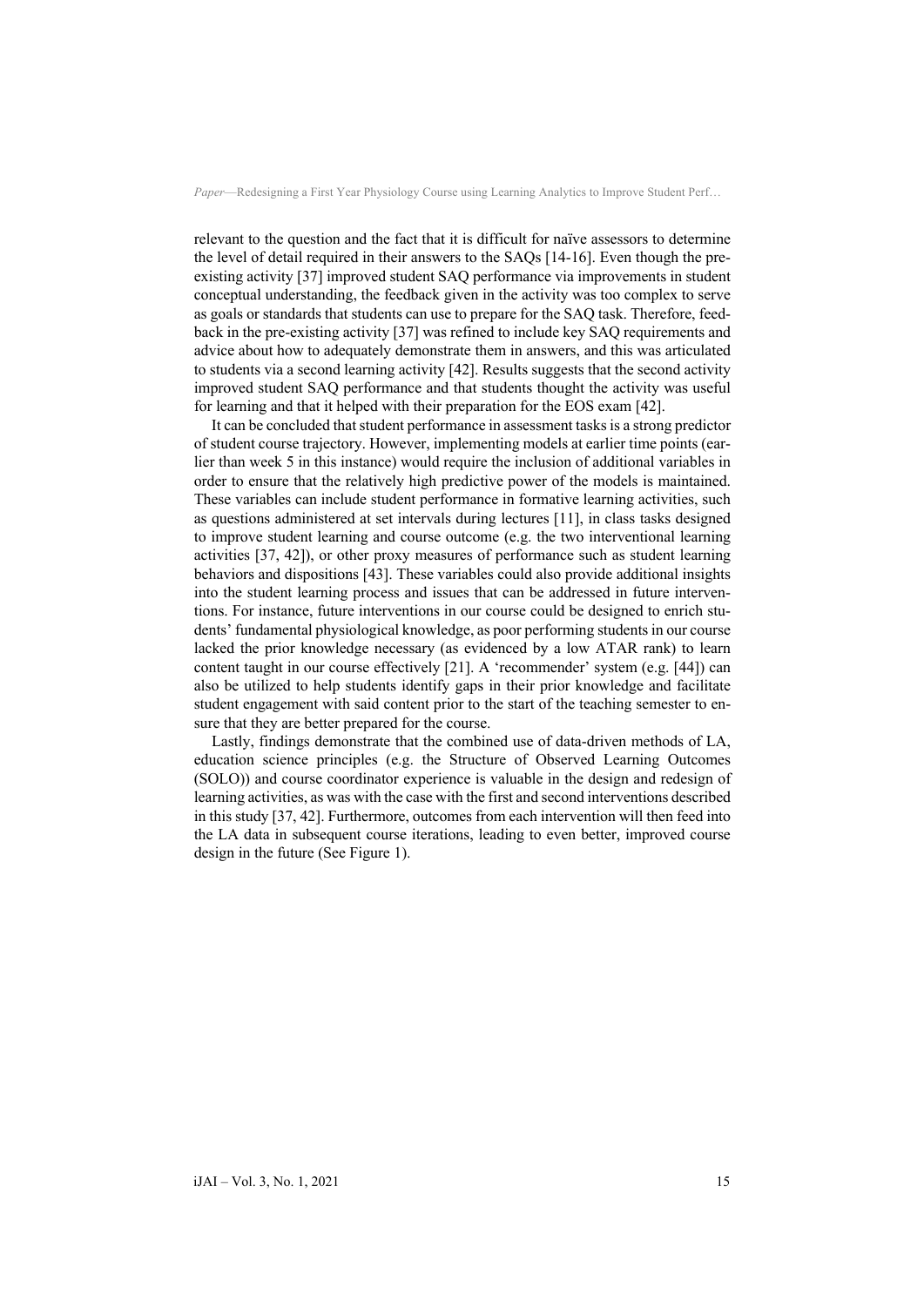relevant to the question and the fact that it is difficult for naïve assessors to determine the level of detail required in their answers to the SAQs [14-16]. Even though the pre-existing activity [37] improved student SAQ performance via improvements in student conceptual understanding, the feedback given in the activity was too complex to serve as goals or standards that students can use to prepare for the SAQ task. Therefore, feedback in the pre-existing activity [37] was refined to include key SAQ requirements and advice about how to adequately demonstrate them in answers, and this was articulated to students via a second learning activity [42]. Results suggests that the second activity improved student SAQ performance and that students thought the activity was useful for learning and that it helped with their preparation for the EOS exam [42].

It can be concluded that student performance in assessment tasks is a strong predictor of student course trajectory. However, implementing models at earlier time points (earlier than week 5 in this instance) would require the inclusion of additional variables in order to ensure that the relatively high predictive power of the models is maintained. These variables can include student performance in formative learning activities, such as questions administered at set intervals during lectures [11], in class tasks designed to improve student learning and course outcome (e.g. the two interventional learning activities [37, 42]), or other proxy measures of performance such as student learning behaviors and dispositions [43]. These variables could also provide additional insights into the student learning process and issues that can be addressed in future interventions. For instance, future interventions in our course could be designed to enrich students' fundamental physiological knowledge, as poor performing students in our course lacked the prior knowledge necessary (as evidenced by a low ATAR rank) to learn content taught in our course effectively [21]. A 'recommender' system (e.g. [44]) can also be utilized to help students identify gaps in their prior knowledge and facilitate student engagement with said content prior to the start of the teaching semester to ensure that they are better prepared for the course.

Lastly, findings demonstrate that the combined use of data-driven methods of LA, education science principles (e.g. the Structure of Observed Learning Outcomes (SOLO)) and course coordinator experience is valuable in the design and redesign of learning activities, as was with the case with the first and second interventions described in this study [37, 42]. Furthermore, outcomes from each intervention will then feed into the LA data in subsequent course iterations, leading to even better, improved course design in the future (See Figure 1).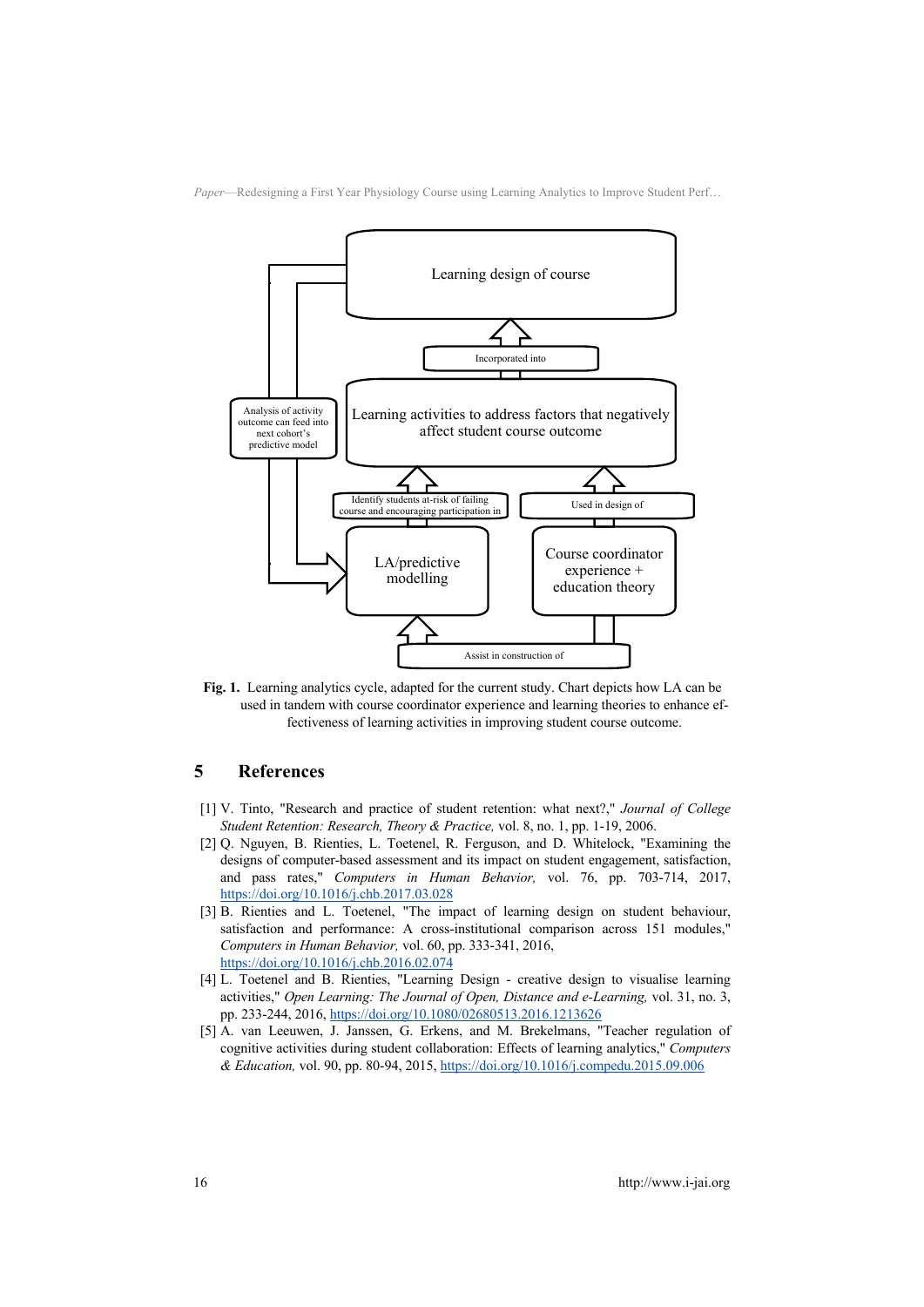Fig. 1. Learning analytics cycle, adapted for the current study. Chart depicts how LA can be used in tandem with course coordinator experience and learning theories to enhance effectiveness of learning activities in improving student course outcome.

## 5 References

[1] V. Tinto, "Research and practice of student retention: what next?," *Journal of College Student Retention: Research, Theory & Practice,* vol. 8, no. 1, pp. 1-19, 2006.

[2] Q. Nguyen, B. Rienties, L. Toetenel, R. Ferguson, and D. Whitelock, "Examining the designs of computer-based assessment and its impact on student engagement, satisfaction, and pass rates," *Computers in Human Behavior,* vol. 76, pp. 703-714, 2017, https://doi.org/10.1016/j.chb.2017.03.028

[3] B. Rienties and L. Toetenel, "The impact of learning design on student behaviour, satisfaction and performance: A cross-institutional comparison across 151 modules," *Computers in Human Behavior,* vol. 60, pp. 333-341, 2016, https://doi.org/10.1016/j.chb.2016.02.074

[4] L. Toetenel and B. Rienties, "Learning Design - creative design to visualise learning activities," *Open Learning: The Journal of Open, Distance and e-Learning,* vol. 31, no. 3, pp. 233-244, 2016, https://doi.org/10.1080/02680513.2016.1213626

[5] A. van Leeuwen, J. Janssen, G. Erkens, and M. Brekelmans, "Teacher regulation of cognitive activities during student collaboration: Effects of learning analytics," *Computers & Education,* vol. 90, pp. 80-94, 2015, https://doi.org/10.1016/j.compedu.2015.09.006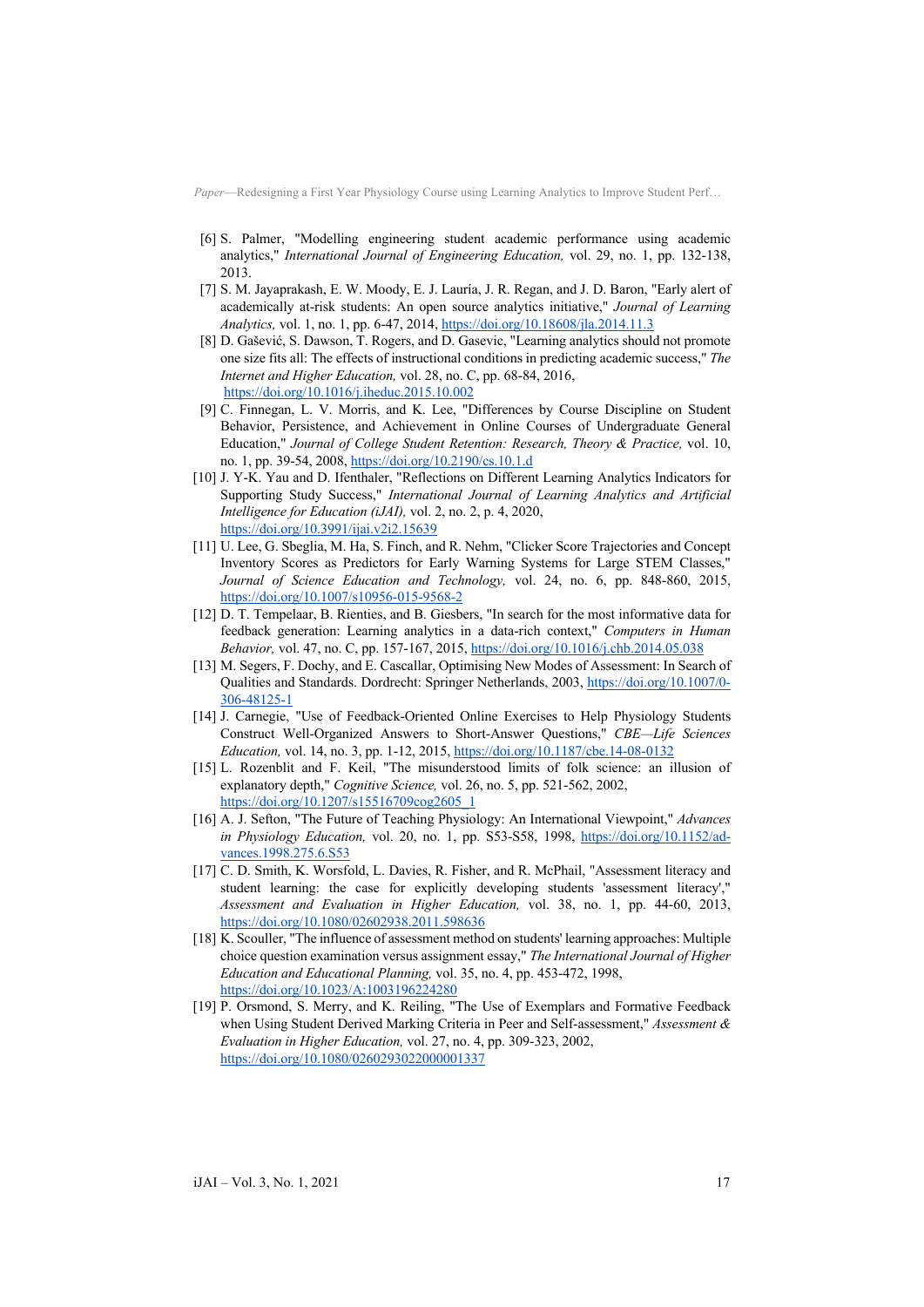[6] S. Palmer, "Modelling engineering student academic performance using academic analytics," *International Journal of Engineering Education,* vol. 29, no. 1, pp. 132-138, 2013.

[7] S. M. Jayaprakash, E. W. Moody, E. J. Lauría, J. R. Regan, and J. D. Baron, "Early alert of academically at-risk students: An open source analytics initiative," *Journal of Learning Analytics,* vol. 1, no. 1, pp. 6-47, 2014, https://doi.org/10.18608/jla.2014.11.3

[8] D. Gašević, S. Dawson, T. Rogers, and D. Gasevic, "Learning analytics should not promote one size fits all: The effects of instructional conditions in predicting academic success," *The Internet and Higher Education,* vol. 28, no. C, pp. 68-84, 2016, https://doi.org/10.1016/j.iheduc.2015.10.002

[9] C. Finnegan, L. V. Morris, and K. Lee, "Differences by Course Discipline on Student Behavior, Persistence, and Achievement in Online Courses of Undergraduate General Education," *Journal of College Student Retention: Research, Theory & Practice,* vol. 10, no. 1, pp. 39-54, 2008, https://doi.org/10.2190/cs.10.1.d

[10] J. Y-K. Yau and D. Ifenthaler, "Reflections on Different Learning Analytics Indicators for Supporting Study Success," *International Journal of Learning Analytics and Artificial Intelligence for Education (iJAI),* vol. 2, no. 2, p. 4, 2020, https://doi.org/10.3991/ijai.v2i2.15639

[11] U. Lee, G. Sbeglia, M. Ha, S. Finch, and R. Nehm, "Clicker Score Trajectories and Concept Inventory Scores as Predictors for Early Warning Systems for Large STEM Classes," *Journal of Science Education and Technology,* vol. 24, no. 6, pp. 848-860, 2015, https://doi.org/10.1007/s10956-015-9568-2

[12] D. T. Tempelaar, B. Rienties, and B. Giesbers, "In search for the most informative data for feedback generation: Learning analytics in a data-rich context," *Computers in Human Behavior,* vol. 47, no. C, pp. 157-167, 2015, https://doi.org/10.1016/j.chb.2014.05.038

[13] M. Segers, F. Dochy, and E. Cascallar, Optimising New Modes of Assessment: In Search of Qualities and Standards. Dordrecht: Springer Netherlands, 2003, https://doi.org/10.1007/0-306-48125-1

[14] J. Carnegie, "Use of Feedback-Oriented Online Exercises to Help Physiology Students Construct Well-Organized Answers to Short-Answer Questions," *CBE—Life Sciences Education,* vol. 14, no. 3, pp. 1-12, 2015, https://doi.org/10.1187/cbe.14-08-0132

[15] L. Rozenblit and F. Keil, "The misunderstood limits of folk science: an illusion of explanatory depth," *Cognitive Science,* vol. 26, no. 5, pp. 521-562, 2002, https://doi.org/10.1207/s15516709cog2605_1

[16] A. J. Sefton, "The Future of Teaching Physiology: An International Viewpoint," *Advances in Physiology Education,* vol. 20, no. 1, pp. S53-S58, 1998, https://doi.org/10.1152/advances.1998.275.6.S53

[17] C. D. Smith, K. Worsfold, L. Davies, R. Fisher, and R. McPhail, "Assessment literacy and student learning: the case for explicitly developing students 'assessment literacy'," *Assessment and Evaluation in Higher Education,* vol. 38, no. 1, pp. 44-60, 2013, https://doi.org/10.1080/02602938.2011.598636

[18] K. Scouller, "The influence of assessment method on students' learning approaches: Multiple choice question examination versus assignment essay," *The International Journal of Higher Education and Educational Planning,* vol. 35, no. 4, pp. 453-472, 1998, https://doi.org/10.1023/A:1003196224280

[19] P. Orsmond, S. Merry, and K. Reiling, "The Use of Exemplars and Formative Feedback when Using Student Derived Marking Criteria in Peer and Self-assessment," *Assessment & Evaluation in Higher Education,* vol. 27, no. 4, pp. 309-323, 2002, https://doi.org/10.1080/0260293022000001337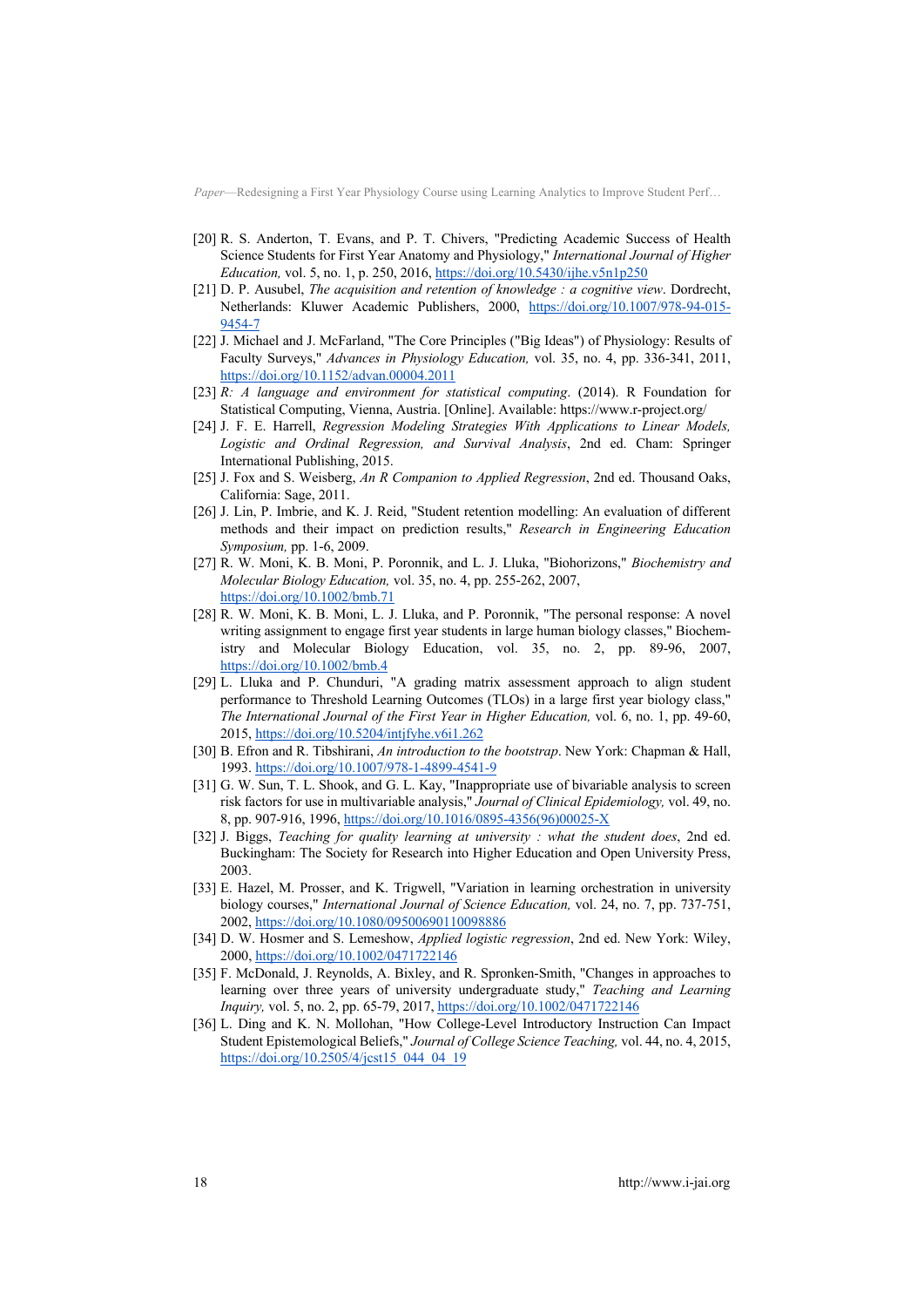[20] R. S. Anderton, T. Evans, and P. T. Chivers, "Predicting Academic Success of Health Science Students for First Year Anatomy and Physiology," *International Journal of Higher Education,* vol. 5, no. 1, p. 250, 2016, https://doi.org/10.5430/ijhe.v5n1p250

[21] D. P. Ausubel, *The acquisition and retention of knowledge : a cognitive view*. Dordrecht, Netherlands: Kluwer Academic Publishers, 2000, https://doi.org/10.1007/978-94-015-9454-7

[22] J. Michael and J. McFarland, "The Core Principles ("Big Ideas") of Physiology: Results of Faculty Surveys," *Advances in Physiology Education,* vol. 35, no. 4, pp. 336-341, 2011, https://doi.org/10.1152/advan.00004.2011

[23] *R: A language and environment for statistical computing*. (2014). R Foundation for Statistical Computing, Vienna, Austria. [Online]. Available: https://www.r-project.org/

[24] J. F. E. Harrell, *Regression Modeling Strategies With Applications to Linear Models, Logistic and Ordinal Regression, and Survival Analysis*, 2nd ed. Cham: Springer International Publishing, 2015.

[25] J. Fox and S. Weisberg, *An R Companion to Applied Regression*, 2nd ed. Thousand Oaks, California: Sage, 2011.

[26] J. Lin, P. Imbrie, and K. J. Reid, "Student retention modelling: An evaluation of different methods and their impact on prediction results," *Research in Engineering Education Symposium,* pp. 1-6, 2009.

[27] R. W. Moni, K. B. Moni, P. Poronnik, and L. J. Lluka, "Biohorizons," *Biochemistry and Molecular Biology Education,* vol. 35, no. 4, pp. 255-262, 2007, https://doi.org/10.1002/bmb.71

[28] R. W. Moni, K. B. Moni, L. J. Lluka, and P. Poronnik, "The personal response: A novel writing assignment to engage first year students in large human biology classes," Biochemistry and Molecular Biology Education, vol. 35, no. 2, pp. 89-96, 2007, https://doi.org/10.1002/bmb.4

[29] L. Lluka and P. Chunduri, "A grading matrix assessment approach to align student performance to Threshold Learning Outcomes (TLOs) in a large first year biology class," *The International Journal of the First Year in Higher Education,* vol. 6, no. 1, pp. 49-60, 2015, https://doi.org/10.5204/intjfyhe.v6i1.262

[30] B. Efron and R. Tibshirani, *An introduction to the bootstrap*. New York: Chapman & Hall, 1993. https://doi.org/10.1007/978-1-4899-4541-9

[31] G. W. Sun, T. L. Shook, and G. L. Kay, "Inappropriate use of bivariable analysis to screen risk factors for use in multivariable analysis," *Journal of Clinical Epidemiology,* vol. 49, no. 8, pp. 907-916, 1996, https://doi.org/10.1016/0895-4356(96)00025-X

[32] J. Biggs, *Teaching for quality learning at university : what the student does*, 2nd ed. Buckingham: The Society for Research into Higher Education and Open University Press, 2003.

[33] E. Hazel, M. Prosser, and K. Trigwell, "Variation in learning orchestration in university biology courses," *International Journal of Science Education,* vol. 24, no. 7, pp. 737-751, 2002, https://doi.org/10.1080/09500690110098886

[34] D. W. Hosmer and S. Lemeshow, *Applied logistic regression*, 2nd ed. New York: Wiley, 2000, https://doi.org/10.1002/0471722146

[35] F. McDonald, J. Reynolds, A. Bixley, and R. Spronken-Smith, "Changes in approaches to learning over three years of university undergraduate study," *Teaching and Learning Inquiry,* vol. 5, no. 2, pp. 65-79, 2017, https://doi.org/10.1002/0471722146

[36] L. Ding and K. N. Mollohan, "How College-Level Introductory Instruction Can Impact Student Epistemological Beliefs," *Journal of College Science Teaching,* vol. 44, no. 4, 2015, https://doi.org/10.2505/4/jcst15_044_04_19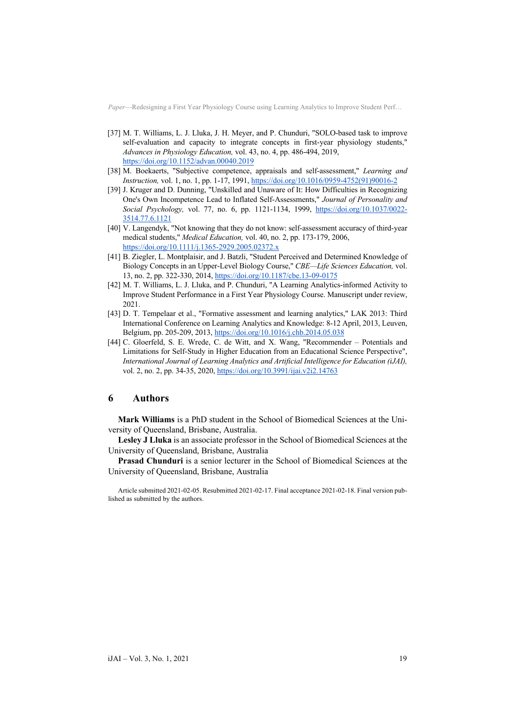[37] M. T. Williams, L. J. Lluka, J. H. Meyer, and P. Chunduri, "SOLO-based task to improve self-evaluation and capacity to integrate concepts in first-year physiology students," *Advances in Physiology Education,* vol. 43, no. 4, pp. 486-494, 2019, https://doi.org/10.1152/advan.00040.2019

[38] M. Boekaerts, "Subjective competence, appraisals and self-assessment," *Learning and Instruction,* vol. 1, no. 1, pp. 1-17, 1991, https://doi.org/10.1016/0959-4752(91)90016-2

[39] J. Kruger and D. Dunning, "Unskilled and Unaware of It: How Difficulties in Recognizing One's Own Incompetence Lead to Inflated Self-Assessments," *Journal of Personality and Social Psychology,* vol. 77, no. 6, pp. 1121-1134, 1999, https://doi.org/10.1037/0022-3514.77.6.1121

[40] V. Langendyk, "Not knowing that they do not know: self-assessment accuracy of third-year medical students," *Medical Education,* vol. 40, no. 2, pp. 173-179, 2006, https://doi.org/10.1111/j.1365-2929.2005.02372.x

[41] B. Ziegler, L. Montplaisir, and J. Batzli, "Student Perceived and Determined Knowledge of Biology Concepts in an Upper-Level Biology Course," *CBE—Life Sciences Education,* vol. 13, no. 2, pp. 322-330, 2014, https://doi.org/10.1187/cbe.13-09-0175

[42] M. T. Williams, L. J. Lluka, and P. Chunduri, "A Learning Analytics-informed Activity to Improve Student Performance in a First Year Physiology Course. Manuscript under review, 2021.

[43] D. T. Tempelaar et al., "Formative assessment and learning analytics," LAK 2013: Third International Conference on Learning Analytics and Knowledge: 8-12 April, 2013, Leuven, Belgium, pp. 205-209, 2013, https://doi.org/10.1016/j.chb.2014.05.038

[44] C. Gloerfeld, S. E. Wrede, C. de Witt, and X. Wang, "Recommender – Potentials and Limitations for Self-Study in Higher Education from an Educational Science Perspective", *International Journal of Learning Analytics and Artificial Intelligence for Education (iJAI),* vol. 2, no. 2, pp. 34-35, 2020, https://doi.org/10.3991/ijai.v2i2.14763

## 6 Authors

**Mark Williams** is a PhD student in the School of Biomedical Sciences at the University of Queensland, Brisbane, Australia.

**Lesley J Lluka** is an associate professor in the School of Biomedical Sciences at the University of Queensland, Brisbane, Australia

**Prasad Chunduri** is a senior lecturer in the School of Biomedical Sciences at the University of Queensland, Brisbane, Australia

Article submitted 2021-02-05. Resubmitted 2021-02-17. Final acceptance 2021-02-18. Final version published as submitted by the authors.